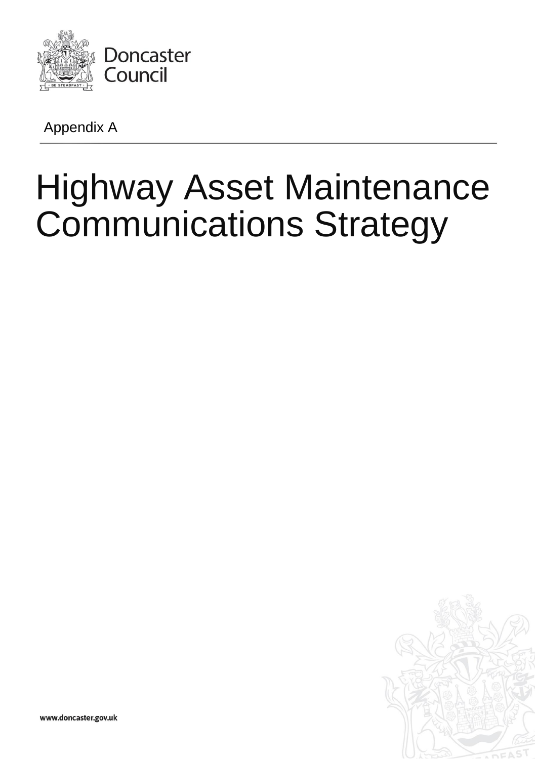Doncaster Council

Appendix A

# Highway Asset Maintenance Communications Strategy

www.doncaster.gov.uk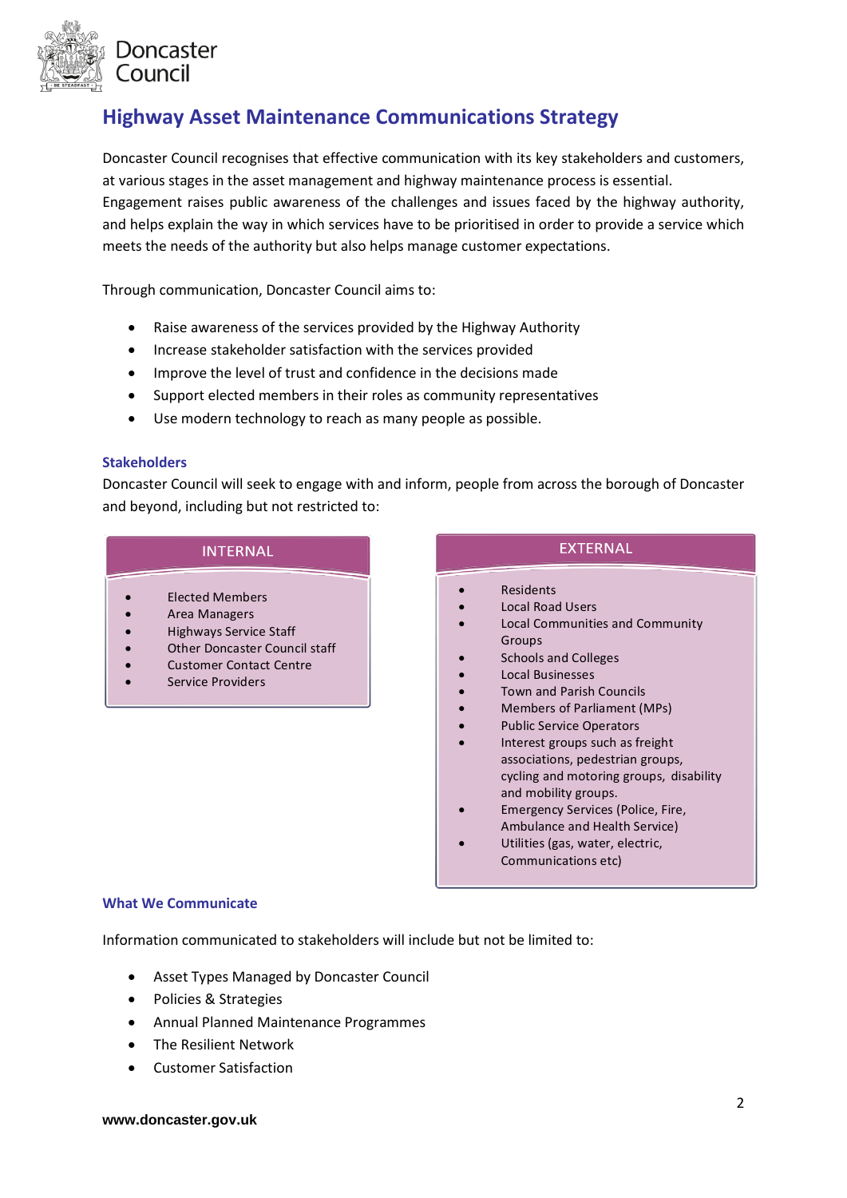# Highway Asset Maintenance Communications Strategy

Doncaster Council recognises that effective communication with its key stakeholders and customers, at various stages in the asset management and highway maintenance process is essential. Engagement raises public awareness of the challenges and issues faced by the highway authority, and helps explain the way in which services have to be prioritised in order to provide a service which meets the needs of the authority but also helps manage customer expectations.

Through communication, Doncaster Council aims to:

- Raise awareness of the services provided by the Highway Authority
- Increase stakeholder satisfaction with the services provided
- Improve the level of trust and confidence in the decisions made
- Support elected members in their roles as community representatives
- Use modern technology to reach as many people as possible.

### Stakeholders

Doncaster Council will seek to engage with and inform, people from across the borough of Doncaster and beyond, including but not restricted to:

**INTERNAL**

- Elected Members
- Area Managers
- Highways Service Staff
- Other Doncaster Council staff
- Customer Contact Centre
- Service Providers

**EXTERNAL**

- Residents
- Local Road Users
- Local Communities and Community Groups
- Schools and Colleges
- Local Businesses
- Town and Parish Councils
- Members of Parliament (MPs)
- Public Service Operators
- Interest groups such as freight associations, pedestrian groups, cycling and motoring groups, disability and mobility groups.
- Emergency Services (Police, Fire, Ambulance and Health Service)
- Utilities (gas, water, electric, Communications etc)

### What We Communicate

Information communicated to stakeholders will include but not be limited to:

- Asset Types Managed by Doncaster Council
- Policies & Strategies
- Annual Planned Maintenance Programmes
- The Resilient Network
- Customer Satisfaction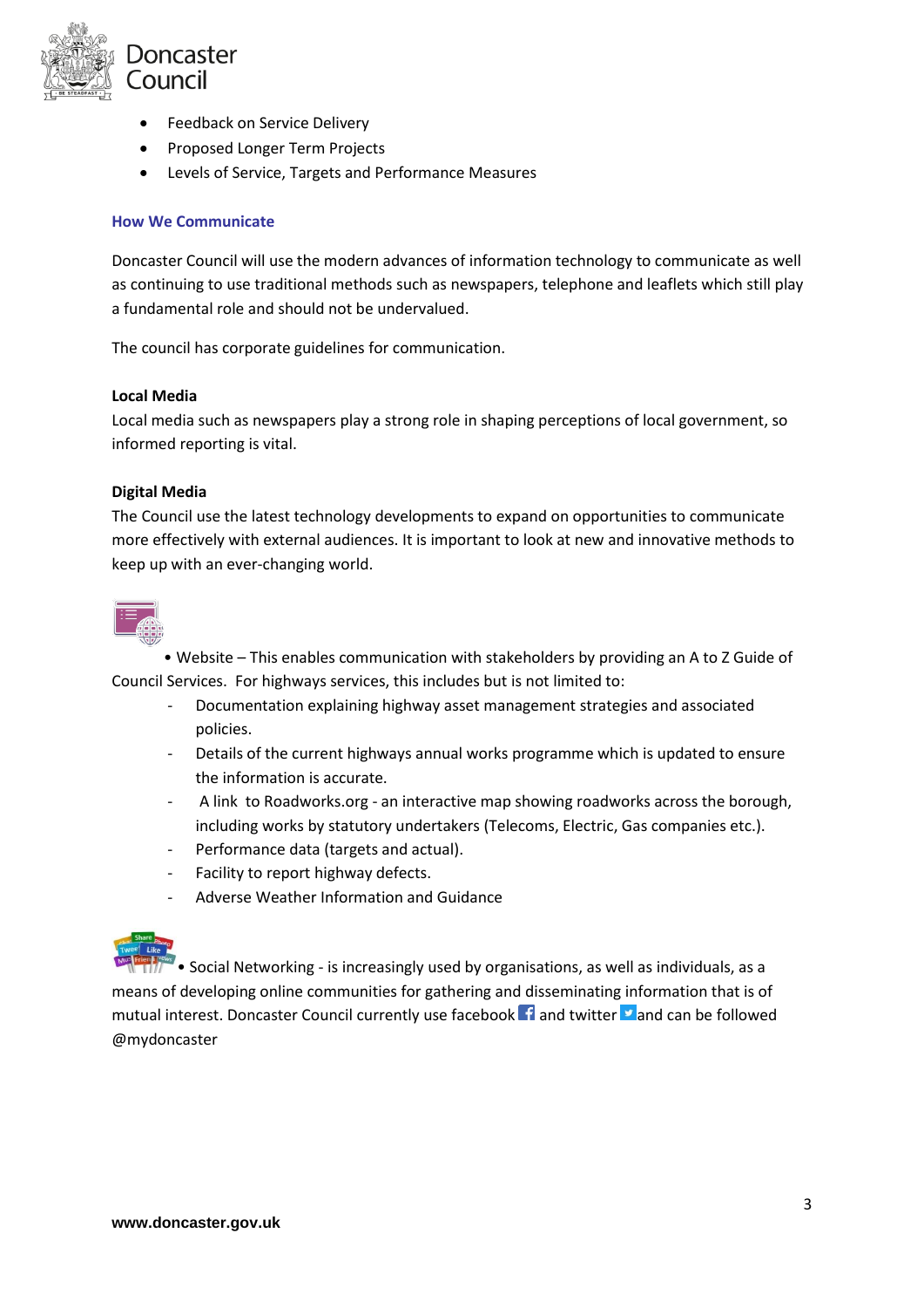- Feedback on Service Delivery
- Proposed Longer Term Projects
- Levels of Service, Targets and Performance Measures

### How We Communicate

Doncaster Council will use the modern advances of information technology to communicate as well as continuing to use traditional methods such as newspapers, telephone and leaflets which still play a fundamental role and should not be undervalued.

The council has corporate guidelines for communication.

**Local Media**
Local media such as newspapers play a strong role in shaping perceptions of local government, so informed reporting is vital.

**Digital Media**
The Council use the latest technology developments to expand on opportunities to communicate more effectively with external audiences. It is important to look at new and innovative methods to keep up with an ever-changing world.

• Website – This enables communication with stakeholders by providing an A to Z Guide of Council Services. For highways services, this includes but is not limited to:

- Documentation explaining highway asset management strategies and associated policies.
- Details of the current highways annual works programme which is updated to ensure the information is accurate.
- A link to Roadworks.org - an interactive map showing roadworks across the borough, including works by statutory undertakers (Telecoms, Electric, Gas companies etc.).
- Performance data (targets and actual).
- Facility to report highway defects.
- Adverse Weather Information and Guidance

• Social Networking - is increasingly used by organisations, as well as individuals, as a means of developing online communities for gathering and disseminating information that is of mutual interest. Doncaster Council currently use facebook and twitter and can be followed @mydoncaster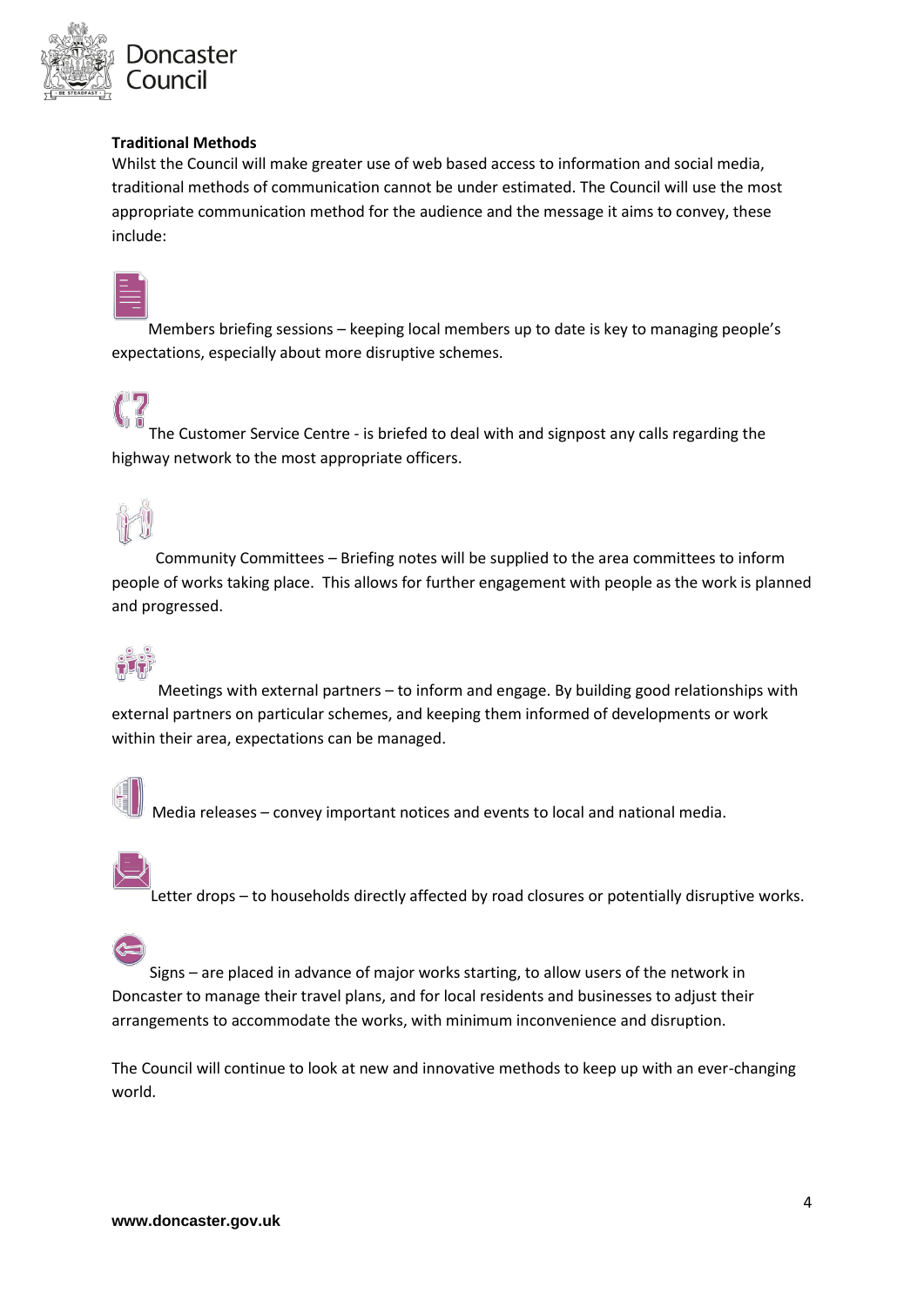**Traditional Methods**

Whilst the Council will make greater use of web based access to information and social media, traditional methods of communication cannot be under estimated. The Council will use the most appropriate communication method for the audience and the message it aims to convey, these include:

Members briefing sessions – keeping local members up to date is key to managing people's expectations, especially about more disruptive schemes.

The Customer Service Centre - is briefed to deal with and signpost any calls regarding the highway network to the most appropriate officers.

Community Committees – Briefing notes will be supplied to the area committees to inform people of works taking place. This allows for further engagement with people as the work is planned and progressed.

Meetings with external partners – to inform and engage. By building good relationships with external partners on particular schemes, and keeping them informed of developments or work within their area, expectations can be managed.

Media releases – convey important notices and events to local and national media.

Letter drops – to households directly affected by road closures or potentially disruptive works.

Signs – are placed in advance of major works starting, to allow users of the network in Doncaster to manage their travel plans, and for local residents and businesses to adjust their arrangements to accommodate the works, with minimum inconvenience and disruption.

The Council will continue to look at new and innovative methods to keep up with an ever-changing world.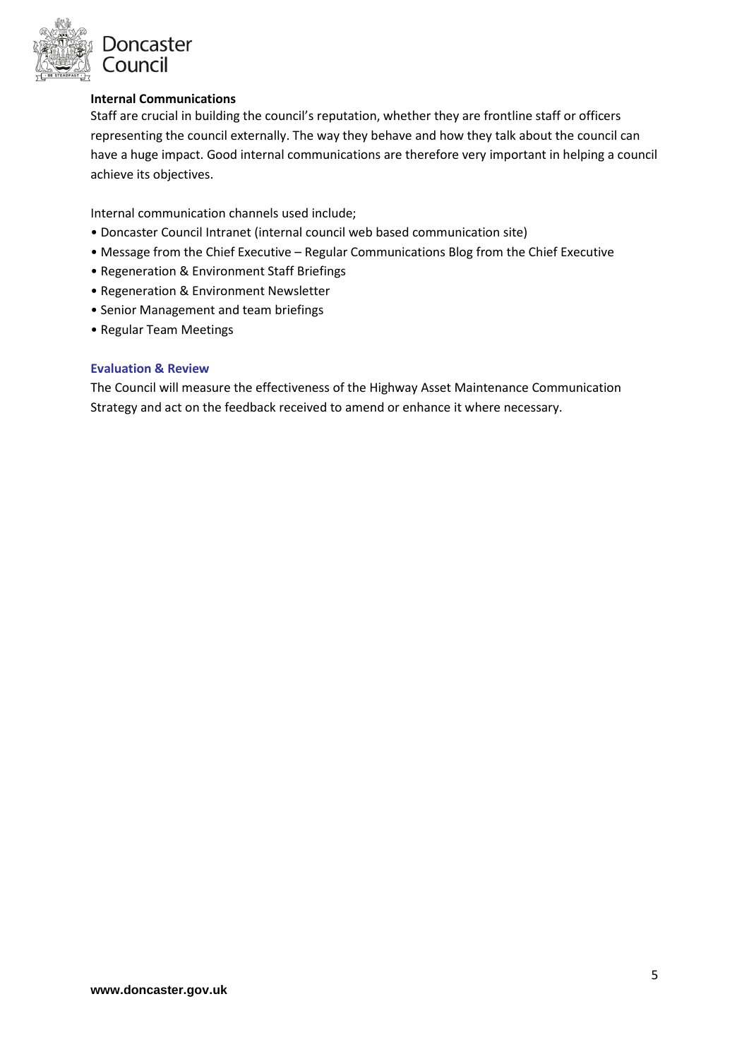**Internal Communications**

Staff are crucial in building the council's reputation, whether they are frontline staff or officers representing the council externally. The way they behave and how they talk about the council can have a huge impact. Good internal communications are therefore very important in helping a council achieve its objectives.

Internal communication channels used include;

- Doncaster Council Intranet (internal council web based communication site)
- Message from the Chief Executive – Regular Communications Blog from the Chief Executive
- Regeneration & Environment Staff Briefings
- Regeneration & Environment Newsletter
- Senior Management and team briefings
- Regular Team Meetings

**Evaluation & Review**

The Council will measure the effectiveness of the Highway Asset Maintenance Communication Strategy and act on the feedback received to amend or enhance it where necessary.